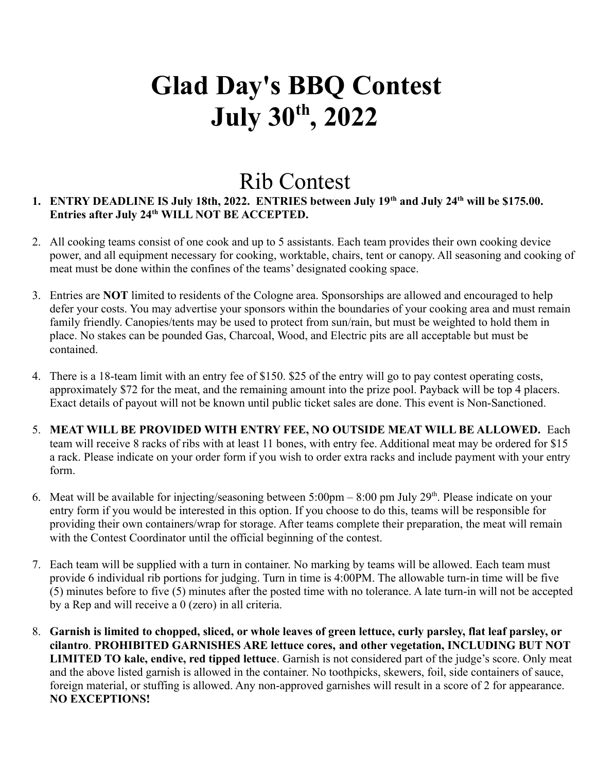# Glad Day's BBQ Contest July 30th, 2022

## Rib Contest

1. **ENTRY DEADLINE IS July 18th, 2022. ENTRIES between July 19th and July 24th will be $175.00. Entries after July 24th WILL NOT BE ACCEPTED.**

2. All cooking teams consist of one cook and up to 5 assistants. Each team provides their own cooking device power, and all equipment necessary for cooking, worktable, chairs, tent or canopy. All seasoning and cooking of meat must be done within the confines of the teams' designated cooking space.

3. Entries are **NOT** limited to residents of the Cologne area. Sponsorships are allowed and encouraged to help defer your costs. You may advertise your sponsors within the boundaries of your cooking area and must remain family friendly. Canopies/tents may be used to protect from sun/rain, but must be weighted to hold them in place. No stakes can be pounded Gas, Charcoal, Wood, and Electric pits are all acceptable but must be contained.

4. There is a 18-team limit with an entry fee of $150. $25 of the entry will go to pay contest operating costs, approximately $72 for the meat, and the remaining amount into the prize pool. Payback will be top 4 placers. Exact details of payout will not be known until public ticket sales are done. This event is Non-Sanctioned.

5. **MEAT WILL BE PROVIDED WITH ENTRY FEE, NO OUTSIDE MEAT WILL BE ALLOWED.** Each team will receive 8 racks of ribs with at least 11 bones, with entry fee. Additional meat may be ordered for $15 a rack. Please indicate on your order form if you wish to order extra racks and include payment with your entry form.

6. Meat will be available for injecting/seasoning between 5:00pm – 8:00 pm July 29th. Please indicate on your entry form if you would be interested in this option. If you choose to do this, teams will be responsible for providing their own containers/wrap for storage. After teams complete their preparation, the meat will remain with the Contest Coordinator until the official beginning of the contest.

7. Each team will be supplied with a turn in container. No marking by teams will be allowed. Each team must provide 6 individual rib portions for judging. Turn in time is 4:00PM. The allowable turn-in time will be five (5) minutes before to five (5) minutes after the posted time with no tolerance. A late turn-in will not be accepted by a Rep and will receive a 0 (zero) in all criteria.

8. **Garnish is limited to chopped, sliced, or whole leaves of green lettuce, curly parsley, flat leaf parsley, or cilantro**. **PROHIBITED GARNISHES ARE lettuce cores, and other vegetation, INCLUDING BUT NOT LIMITED TO kale, endive, red tipped lettuce**. Garnish is not considered part of the judge's score. Only meat and the above listed garnish is allowed in the container. No toothpicks, skewers, foil, side containers of sauce, foreign material, or stuffing is allowed. Any non-approved garnishes will result in a score of 2 for appearance. **NO EXCEPTIONS!**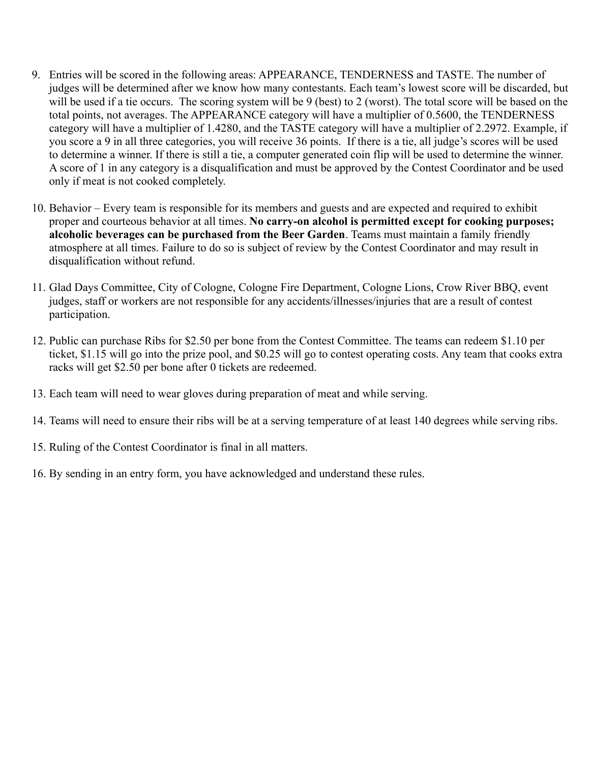9. Entries will be scored in the following areas: APPEARANCE, TENDERNESS and TASTE. The number of judges will be determined after we know how many contestants. Each team's lowest score will be discarded, but will be used if a tie occurs. The scoring system will be 9 (best) to 2 (worst). The total score will be based on the total points, not averages. The APPEARANCE category will have a multiplier of 0.5600, the TENDERNESS category will have a multiplier of 1.4280, and the TASTE category will have a multiplier of 2.2972. Example, if you score a 9 in all three categories, you will receive 36 points. If there is a tie, all judge's scores will be used to determine a winner. If there is still a tie, a computer generated coin flip will be used to determine the winner. A score of 1 in any category is a disqualification and must be approved by the Contest Coordinator and be used only if meat is not cooked completely.

10. Behavior – Every team is responsible for its members and guests and are expected and required to exhibit proper and courteous behavior at all times. **No carry-on alcohol is permitted except for cooking purposes; alcoholic beverages can be purchased from the Beer Garden**. Teams must maintain a family friendly atmosphere at all times. Failure to do so is subject of review by the Contest Coordinator and may result in disqualification without refund.

11. Glad Days Committee, City of Cologne, Cologne Fire Department, Cologne Lions, Crow River BBQ, event judges, staff or workers are not responsible for any accidents/illnesses/injuries that are a result of contest participation.

12. Public can purchase Ribs for $2.50 per bone from the Contest Committee. The teams can redeem $1.10 per ticket, $1.15 will go into the prize pool, and $0.25 will go to contest operating costs. Any team that cooks extra racks will get $2.50 per bone after 0 tickets are redeemed.

13. Each team will need to wear gloves during preparation of meat and while serving.

14. Teams will need to ensure their ribs will be at a serving temperature of at least 140 degrees while serving ribs.

15. Ruling of the Contest Coordinator is final in all matters.

16. By sending in an entry form, you have acknowledged and understand these rules.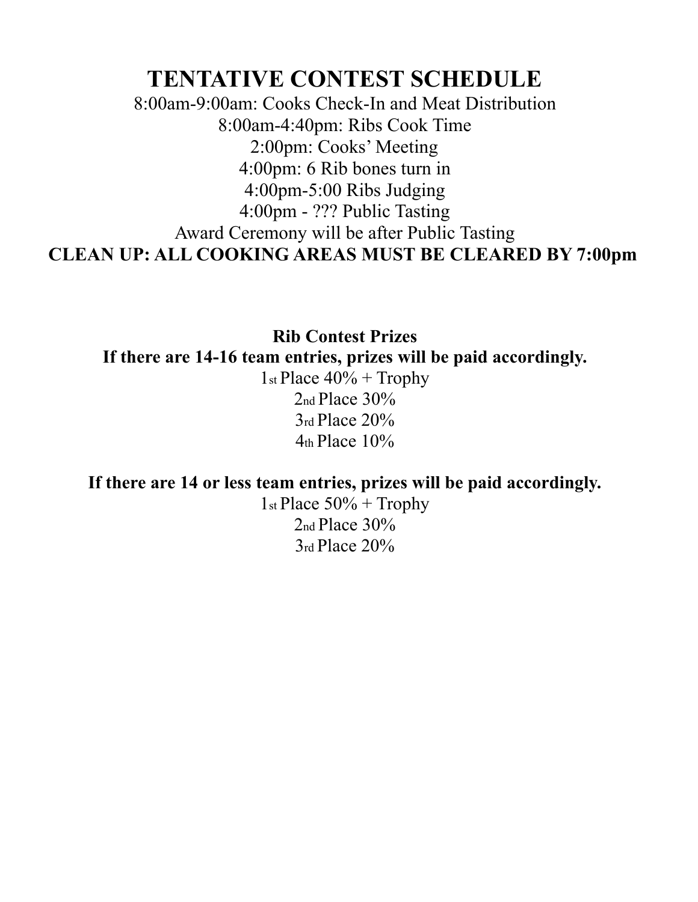# TENTATIVE CONTEST SCHEDULE

8:00am-9:00am: Cooks Check-In and Meat Distribution
8:00am-4:40pm: Ribs Cook Time
2:00pm: Cooks' Meeting
4:00pm: 6 Rib bones turn in
4:00pm-5:00 Ribs Judging
4:00pm - ??? Public Tasting
Award Ceremony will be after Public Tasting

**CLEAN UP: ALL COOKING AREAS MUST BE CLEARED BY 7:00pm**

**Rib Contest Prizes**

**If there are 14-16 team entries, prizes will be paid accordingly.**

1st Place 40% + Trophy
2nd Place 30%
3rd Place 20%
4th Place 10%

**If there are 14 or less team entries, prizes will be paid accordingly.**

1st Place 50% + Trophy
2nd Place 30%
3rd Place 20%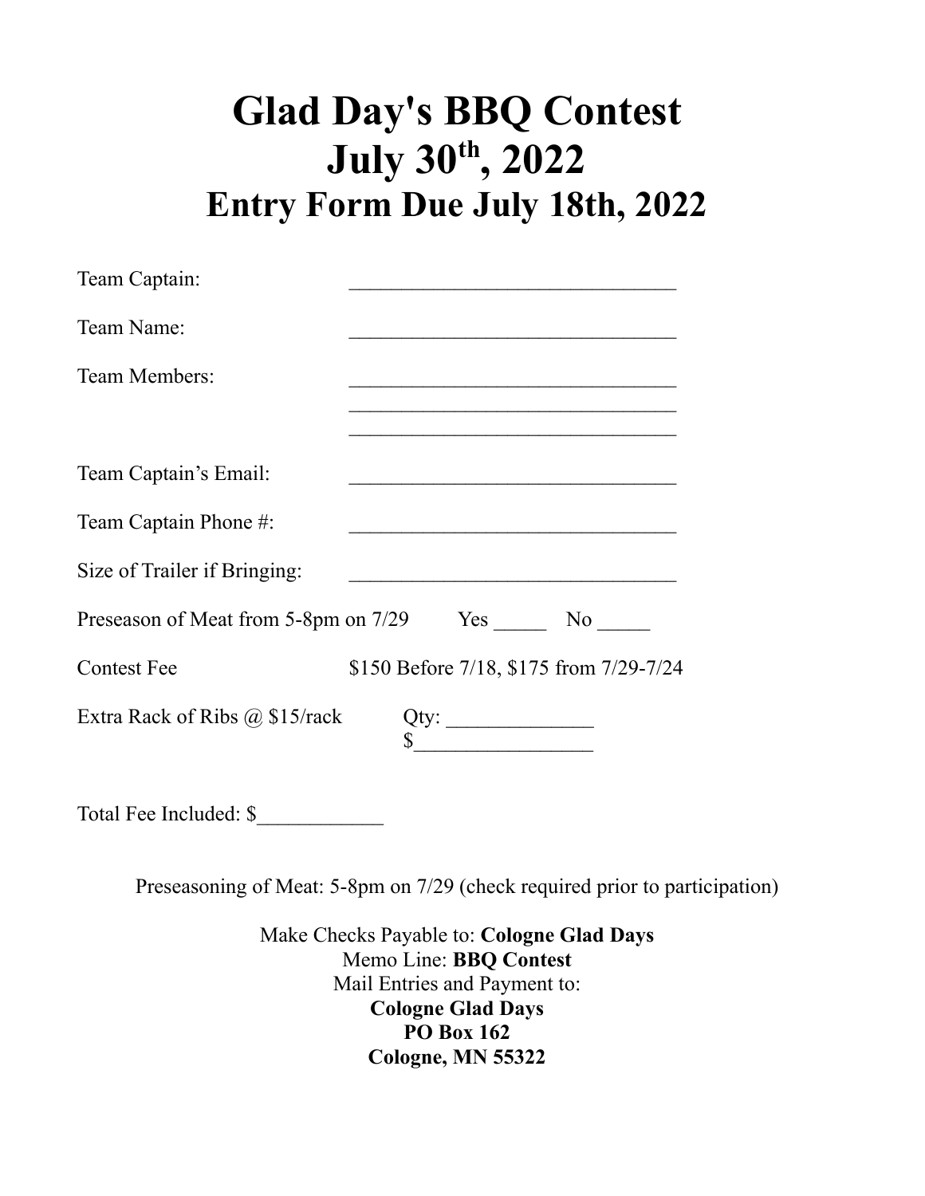# Glad Day's BBQ Contest
# July 30th, 2022
## Entry Form Due July 18th, 2022

Team Captain: _______________________________

Team Name: _______________________________

Team Members: _______________________________
_______________________________
_______________________________

Team Captain's Email: _______________________________

Team Captain Phone #: _______________________________

Size of Trailer if Bringing: _______________________________

Preseason of Meat from 5-8pm on 7/29 Yes _____ No _____

Contest Fee $150 Before 7/18, $175 from 7/29-7/24

Extra Rack of Ribs @ $15/rack Qty: ______________
$_________________

Total Fee Included: $____________

Preseasoning of Meat: 5-8pm on 7/29 (check required prior to participation)

Make Checks Payable to: **Cologne Glad Days**
Memo Line: **BBQ Contest**
Mail Entries and Payment to:
**Cologne Glad Days**
**PO Box 162**
**Cologne, MN 55322**